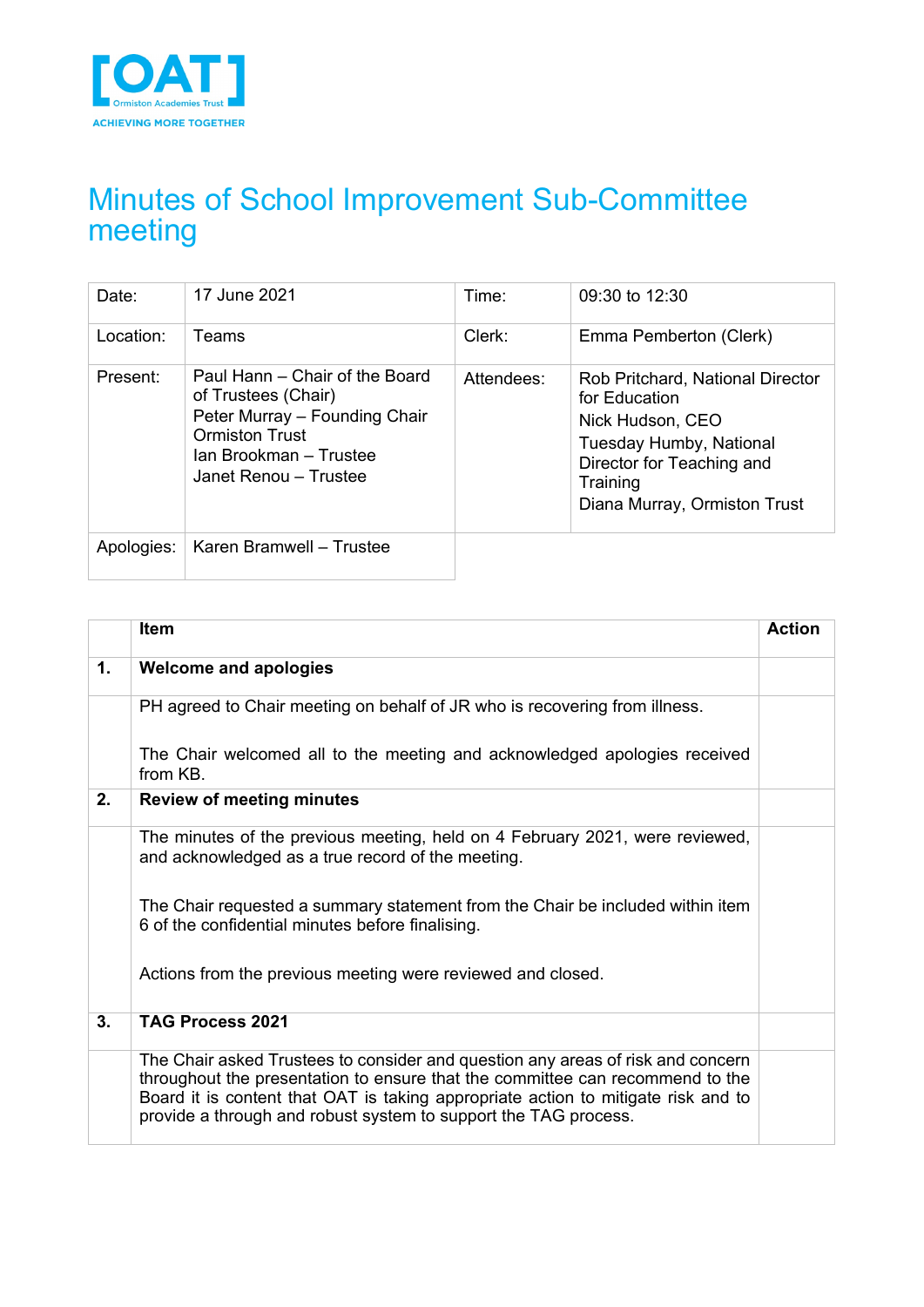[OAT]
Ormiston Academies Trust
ACHIEVING MORE TOGETHER

# Minutes of School Improvement Sub-Committee meeting

| Date: | 17 June 2021 | Time: | 09:30 to 12:30 |
| --- | --- | --- | --- |
| Location: | Teams | Clerk: | Emma Pemberton (Clerk) |
| Present: | Paul Hann – Chair of the Board of Trustees (Chair)<br>Peter Murray – Founding Chair Ormiston Trust<br>Ian Brookman – Trustee<br>Janet Renou – Trustee | Attendees: | Rob Pritchard, National Director for Education<br>Nick Hudson, CEO<br>Tuesday Humby, National Director for Teaching and Training<br>Diana Murray, Ormiston Trust |
| Apologies: | Karen Bramwell – Trustee | | |

| | Item | Action |
| --- | --- | --- |
| **1.** | **Welcome and apologies** | |
| | PH agreed to Chair meeting on behalf of JR who is recovering from illness.<br><br>The Chair welcomed all to the meeting and acknowledged apologies received from KB. | |
| **2.** | **Review of meeting minutes** | |
| | The minutes of the previous meeting, held on 4 February 2021, were reviewed, and acknowledged as a true record of the meeting.<br><br>The Chair requested a summary statement from the Chair be included within item 6 of the confidential minutes before finalising.<br><br>Actions from the previous meeting were reviewed and closed. | |
| **3.** | **TAG Process 2021** | |
| | The Chair asked Trustees to consider and question any areas of risk and concern throughout the presentation to ensure that the committee can recommend to the Board it is content that OAT is taking appropriate action to mitigate risk and to provide a through and robust system to support the TAG process. | |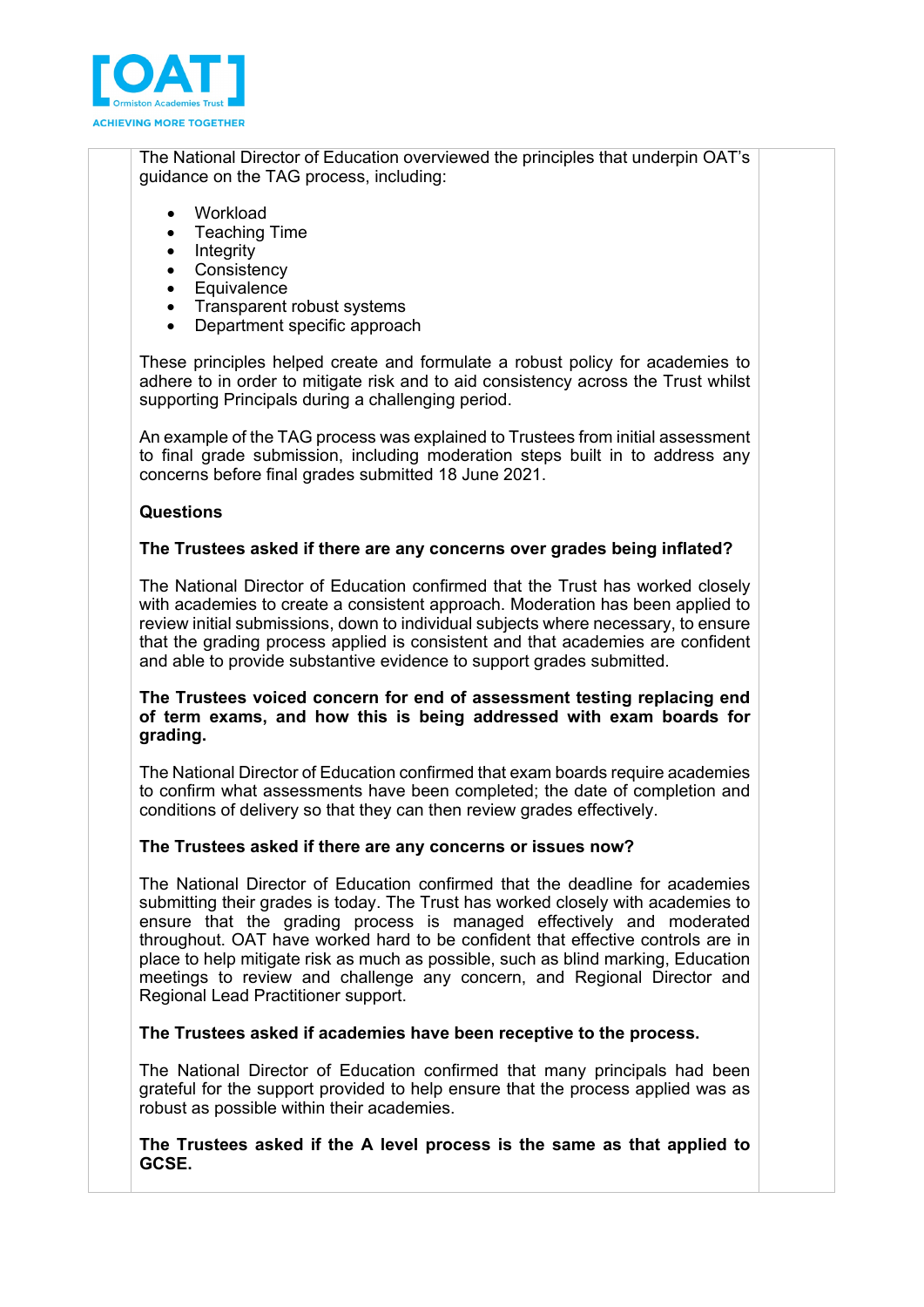The National Director of Education overviewed the principles that underpin OAT's guidance on the TAG process, including:

- Workload
- Teaching Time
- Integrity
- Consistency
- Equivalence
- Transparent robust systems
- Department specific approach

These principles helped create and formulate a robust policy for academies to adhere to in order to mitigate risk and to aid consistency across the Trust whilst supporting Principals during a challenging period.

An example of the TAG process was explained to Trustees from initial assessment to final grade submission, including moderation steps built in to address any concerns before final grades submitted 18 June 2021.

**Questions**

**The Trustees asked if there are any concerns over grades being inflated?**

The National Director of Education confirmed that the Trust has worked closely with academies to create a consistent approach. Moderation has been applied to review initial submissions, down to individual subjects where necessary, to ensure that the grading process applied is consistent and that academies are confident and able to provide substantive evidence to support grades submitted.

**The Trustees voiced concern for end of assessment testing replacing end of term exams, and how this is being addressed with exam boards for grading.**

The National Director of Education confirmed that exam boards require academies to confirm what assessments have been completed; the date of completion and conditions of delivery so that they can then review grades effectively.

**The Trustees asked if there are any concerns or issues now?**

The National Director of Education confirmed that the deadline for academies submitting their grades is today. The Trust has worked closely with academies to ensure that the grading process is managed effectively and moderated throughout. OAT have worked hard to be confident that effective controls are in place to help mitigate risk as much as possible, such as blind marking, Education meetings to review and challenge any concern, and Regional Director and Regional Lead Practitioner support.

**The Trustees asked if academies have been receptive to the process.**

The National Director of Education confirmed that many principals had been grateful for the support provided to help ensure that the process applied was as robust as possible within their academies.

**The Trustees asked if the A level process is the same as that applied to GCSE.**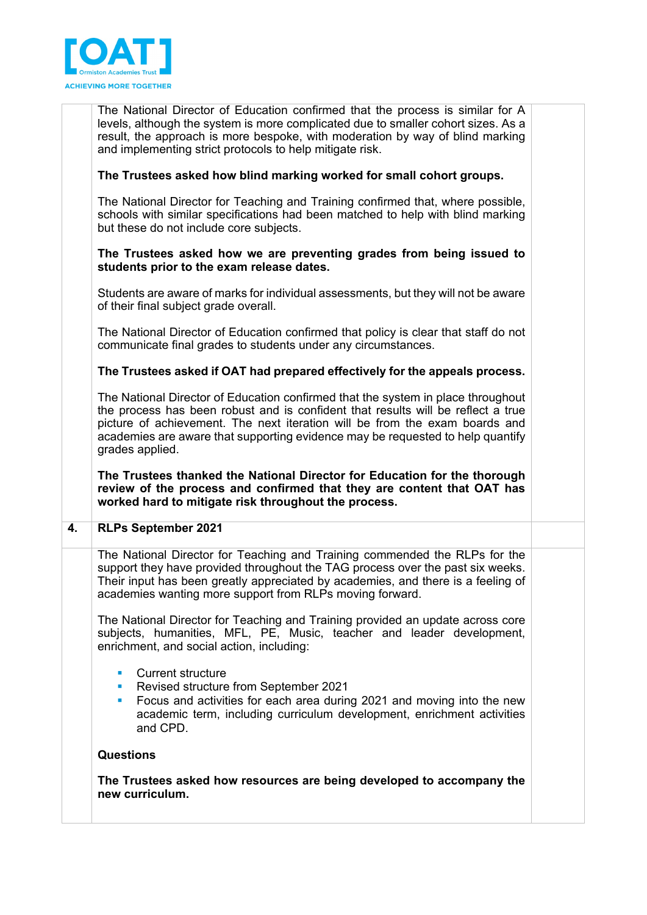The National Director of Education confirmed that the process is similar for A levels, although the system is more complicated due to smaller cohort sizes. As a result, the approach is more bespoke, with moderation by way of blind marking and implementing strict protocols to help mitigate risk.

**The Trustees asked how blind marking worked for small cohort groups.**

The National Director for Teaching and Training confirmed that, where possible, schools with similar specifications had been matched to help with blind marking but these do not include core subjects.

**The Trustees asked how we are preventing grades from being issued to students prior to the exam release dates.**

Students are aware of marks for individual assessments, but they will not be aware of their final subject grade overall.

The National Director of Education confirmed that policy is clear that staff do not communicate final grades to students under any circumstances.

**The Trustees asked if OAT had prepared effectively for the appeals process.**

The National Director of Education confirmed that the system in place throughout the process has been robust and is confident that results will be reflect a true picture of achievement. The next iteration will be from the exam boards and academies are aware that supporting evidence may be requested to help quantify grades applied.

**The Trustees thanked the National Director for Education for the thorough review of the process and confirmed that they are content that OAT has worked hard to mitigate risk throughout the process.**

## 4. RLPs September 2021

The National Director for Teaching and Training commended the RLPs for the support they have provided throughout the TAG process over the past six weeks. Their input has been greatly appreciated by academies, and there is a feeling of academies wanting more support from RLPs moving forward.

The National Director for Teaching and Training provided an update across core subjects, humanities, MFL, PE, Music, teacher and leader development, enrichment, and social action, including:

- Current structure
- Revised structure from September 2021
- Focus and activities for each area during 2021 and moving into the new academic term, including curriculum development, enrichment activities and CPD.

**Questions**

**The Trustees asked how resources are being developed to accompany the new curriculum.**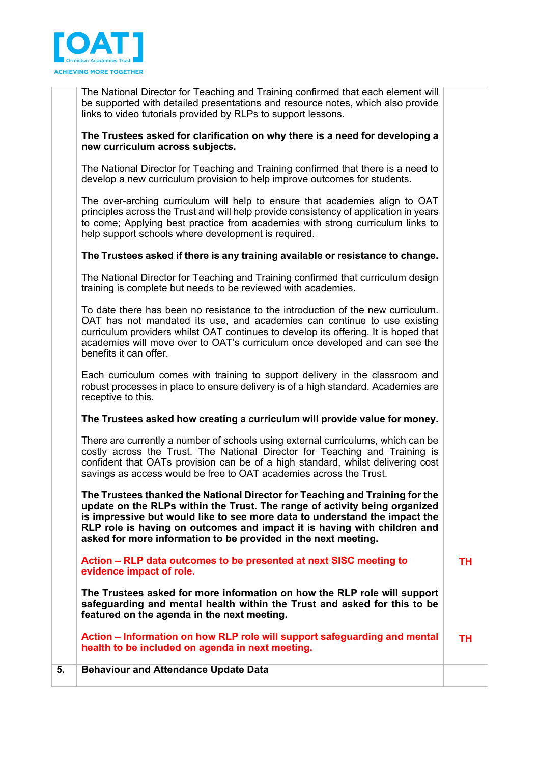| | | |
|---|---|---|
| | The National Director for Teaching and Training confirmed that each element will be supported with detailed presentations and resource notes, which also provide links to video tutorials provided by RLPs to support lessons.<br><br>**The Trustees asked for clarification on why there is a need for developing a new curriculum across subjects.**<br><br>The National Director for Teaching and Training confirmed that there is a need to develop a new curriculum provision to help improve outcomes for students.<br><br>The over-arching curriculum will help to ensure that academies align to OAT principles across the Trust and will help provide consistency of application in years to come; Applying best practice from academies with strong curriculum links to help support schools where development is required.<br><br>**The Trustees asked if there is any training available or resistance to change.**<br><br>The National Director for Teaching and Training confirmed that curriculum design training is complete but needs to be reviewed with academies.<br><br>To date there has been no resistance to the introduction of the new curriculum. OAT has not mandated its use, and academies can continue to use existing curriculum providers whilst OAT continues to develop its offering. It is hoped that academies will move over to OAT's curriculum once developed and can see the benefits it can offer.<br><br>Each curriculum comes with training to support delivery in the classroom and robust processes in place to ensure delivery is of a high standard. Academies are receptive to this.<br><br>**The Trustees asked how creating a curriculum will provide value for money.**<br><br>There are currently a number of schools using external curriculums, which can be costly across the Trust. The National Director for Teaching and Training is confident that OATs provision can be of a high standard, whilst delivering cost savings as access would be free to OAT academies across the Trust.<br><br>**The Trustees thanked the National Director for Teaching and Training for the update on the RLPs within the Trust. The range of activity being organized is impressive but would like to see more data to understand the impact the RLP role is having on outcomes and impact it is having with children and asked for more information to be provided in the next meeting.** | |
| | **Action – RLP data outcomes to be presented at next SISC meeting to evidence impact of role.** | **TH** |
| | **The Trustees asked for more information on how the RLP role will support safeguarding and mental health within the Trust and asked for this to be featured on the agenda in the next meeting.** | |
| | **Action – Information on how RLP role will support safeguarding and mental health to be included on agenda in next meeting.** | **TH** |
| **5.** | **Behaviour and Attendance Update Data** | |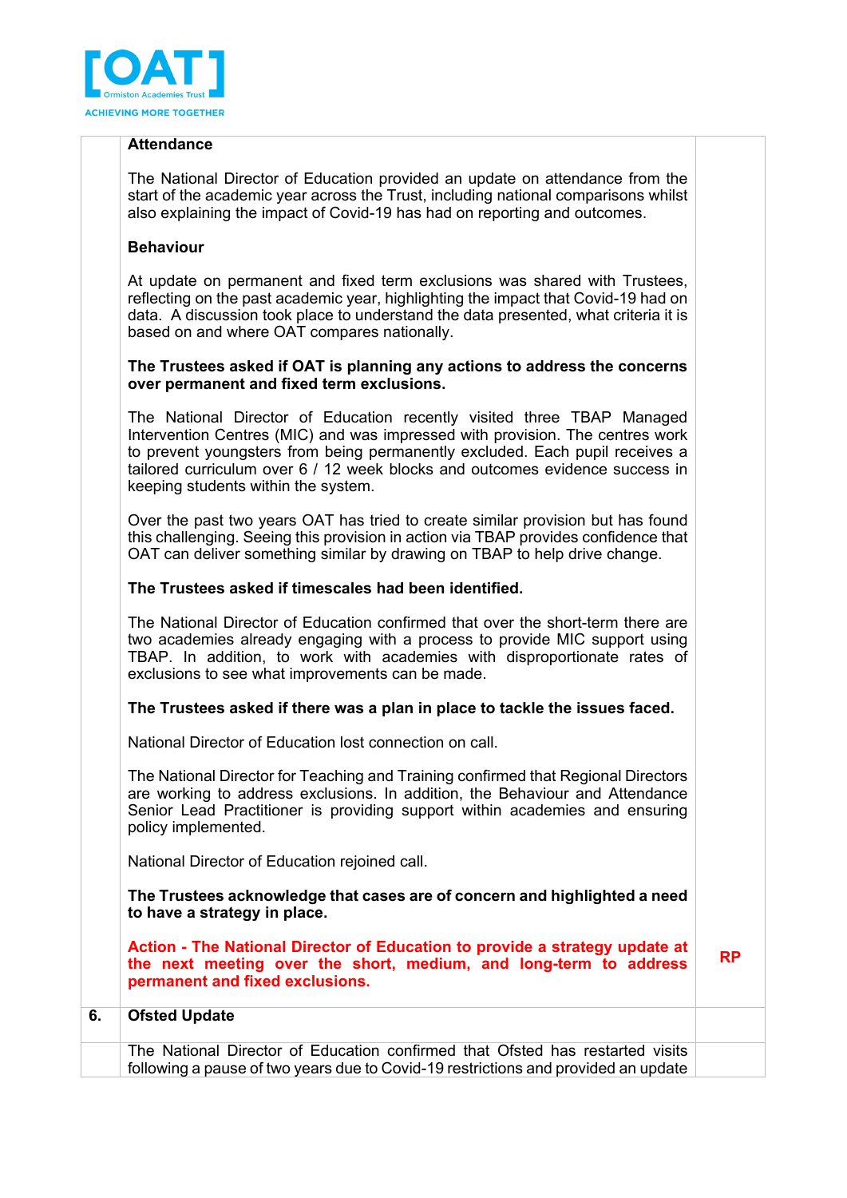**Attendance**

The National Director of Education provided an update on attendance from the start of the academic year across the Trust, including national comparisons whilst also explaining the impact of Covid-19 has had on reporting and outcomes.

**Behaviour**

At update on permanent and fixed term exclusions was shared with Trustees, reflecting on the past academic year, highlighting the impact that Covid-19 had on data. A discussion took place to understand the data presented, what criteria it is based on and where OAT compares nationally.

**The Trustees asked if OAT is planning any actions to address the concerns over permanent and fixed term exclusions.**

The National Director of Education recently visited three TBAP Managed Intervention Centres (MIC) and was impressed with provision. The centres work to prevent youngsters from being permanently excluded. Each pupil receives a tailored curriculum over 6 / 12 week blocks and outcomes evidence success in keeping students within the system.

Over the past two years OAT has tried to create similar provision but has found this challenging. Seeing this provision in action via TBAP provides confidence that OAT can deliver something similar by drawing on TBAP to help drive change.

**The Trustees asked if timescales had been identified.**

The National Director of Education confirmed that over the short-term there are two academies already engaging with a process to provide MIC support using TBAP. In addition, to work with academies with disproportionate rates of exclusions to see what improvements can be made.

**The Trustees asked if there was a plan in place to tackle the issues faced.**

National Director of Education lost connection on call.

The National Director for Teaching and Training confirmed that Regional Directors are working to address exclusions. In addition, the Behaviour and Attendance Senior Lead Practitioner is providing support within academies and ensuring policy implemented.

National Director of Education rejoined call.

**The Trustees acknowledge that cases are of concern and highlighted a need to have a strategy in place.**

**Action - The National Director of Education to provide a strategy update at the next meeting over the short, medium, and long-term to address permanent and fixed exclusions.** — **RP**

## 6. Ofsted Update

The National Director of Education confirmed that Ofsted has restarted visits following a pause of two years due to Covid-19 restrictions and provided an update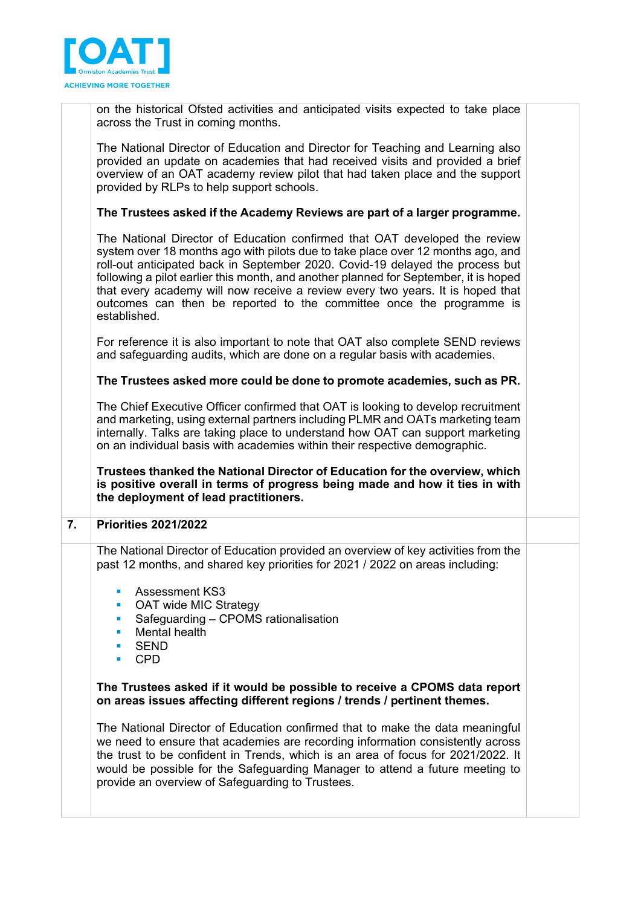| | | |
|---|---|---|
| | on the historical Ofsted activities and anticipated visits expected to take place across the Trust in coming months.<br><br>The National Director of Education and Director for Teaching and Learning also provided an update on academies that had received visits and provided a brief overview of an OAT academy review pilot that had taken place and the support provided by RLPs to help support schools.<br><br>**The Trustees asked if the Academy Reviews are part of a larger programme.**<br><br>The National Director of Education confirmed that OAT developed the review system over 18 months ago with pilots due to take place over 12 months ago, and roll-out anticipated back in September 2020. Covid-19 delayed the process but following a pilot earlier this month, and another planned for September, it is hoped that every academy will now receive a review every two years. It is hoped that outcomes can then be reported to the committee once the programme is established.<br><br>For reference it is also important to note that OAT also complete SEND reviews and safeguarding audits, which are done on a regular basis with academies.<br><br>**The Trustees asked more could be done to promote academies, such as PR.**<br><br>The Chief Executive Officer confirmed that OAT is looking to develop recruitment and marketing, using external partners including PLMR and OATs marketing team internally. Talks are taking place to understand how OAT can support marketing on an individual basis with academies within their respective demographic.<br><br>**Trustees thanked the National Director of Education for the overview, which is positive overall in terms of progress being made and how it ties in with the deployment of lead practitioners.** | |
| **7.** | **Priorities 2021/2022** | |
| | The National Director of Education provided an overview of key activities from the past 12 months, and shared key priorities for 2021 / 2022 on areas including:<br><br>- Assessment KS3<br>- OAT wide MIC Strategy<br>- Safeguarding – CPOMS rationalisation<br>- Mental health<br>- SEND<br>- CPD<br><br>**The Trustees asked if it would be possible to receive a CPOMS data report on areas issues affecting different regions / trends / pertinent themes.**<br><br>The National Director of Education confirmed that to make the data meaningful we need to ensure that academies are recording information consistently across the trust to be confident in Trends, which is an area of focus for 2021/2022. It would be possible for the Safeguarding Manager to attend a future meeting to provide an overview of Safeguarding to Trustees. | |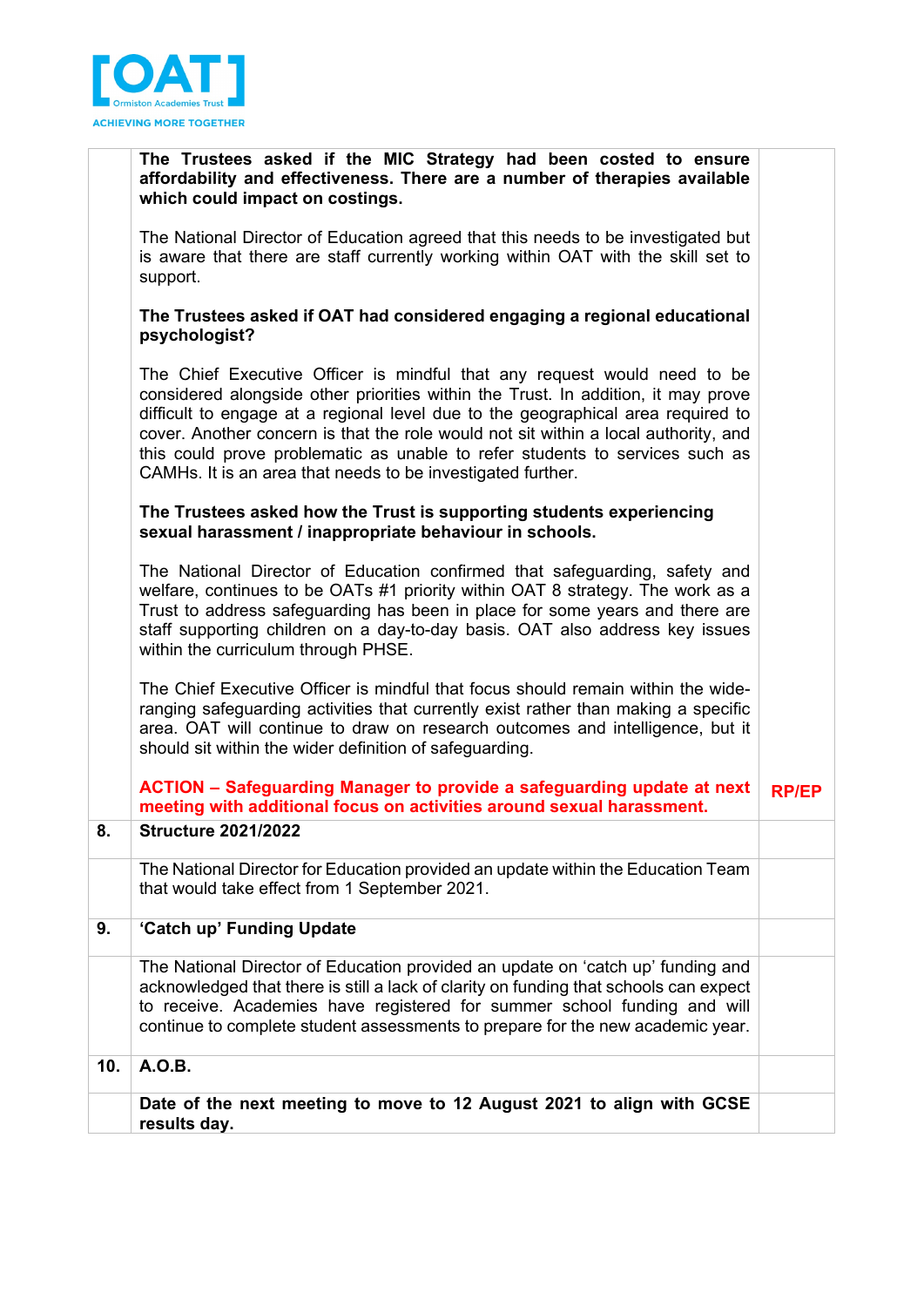| | | |
|---|---|---|
| | **The Trustees asked if the MIC Strategy had been costed to ensure affordability and effectiveness. There are a number of therapies available which could impact on costings.**<br><br>The National Director of Education agreed that this needs to be investigated but is aware that there are staff currently working within OAT with the skill set to support.<br><br>**The Trustees asked if OAT had considered engaging a regional educational psychologist?**<br><br>The Chief Executive Officer is mindful that any request would need to be considered alongside other priorities within the Trust. In addition, it may prove difficult to engage at a regional level due to the geographical area required to cover. Another concern is that the role would not sit within a local authority, and this could prove problematic as unable to refer students to services such as CAMHs. It is an area that needs to be investigated further.<br><br>**The Trustees asked how the Trust is supporting students experiencing sexual harassment / inappropriate behaviour in schools.**<br><br>The National Director of Education confirmed that safeguarding, safety and welfare, continues to be OATs #1 priority within OAT 8 strategy. The work as a Trust to address safeguarding has been in place for some years and there are staff supporting children on a day-to-day basis. OAT also address key issues within the curriculum through PHSE.<br><br>The Chief Executive Officer is mindful that focus should remain within the wide-ranging safeguarding activities that currently exist rather than making a specific area. OAT will continue to draw on research outcomes and intelligence, but it should sit within the wider definition of safeguarding.<br><br>**ACTION – Safeguarding Manager to provide a safeguarding update at next meeting with additional focus on activities around sexual harassment.** | **RP/EP** |
| **8.** | **Structure 2021/2022** | |
| | The National Director for Education provided an update within the Education Team that would take effect from 1 September 2021. | |
| **9.** | **'Catch up' Funding Update** | |
| | The National Director of Education provided an update on 'catch up' funding and acknowledged that there is still a lack of clarity on funding that schools can expect to receive. Academies have registered for summer school funding and will continue to complete student assessments to prepare for the new academic year. | |
| **10.** | **A.O.B.** | |
| | **Date of the next meeting to move to 12 August 2021 to align with GCSE results day.** | |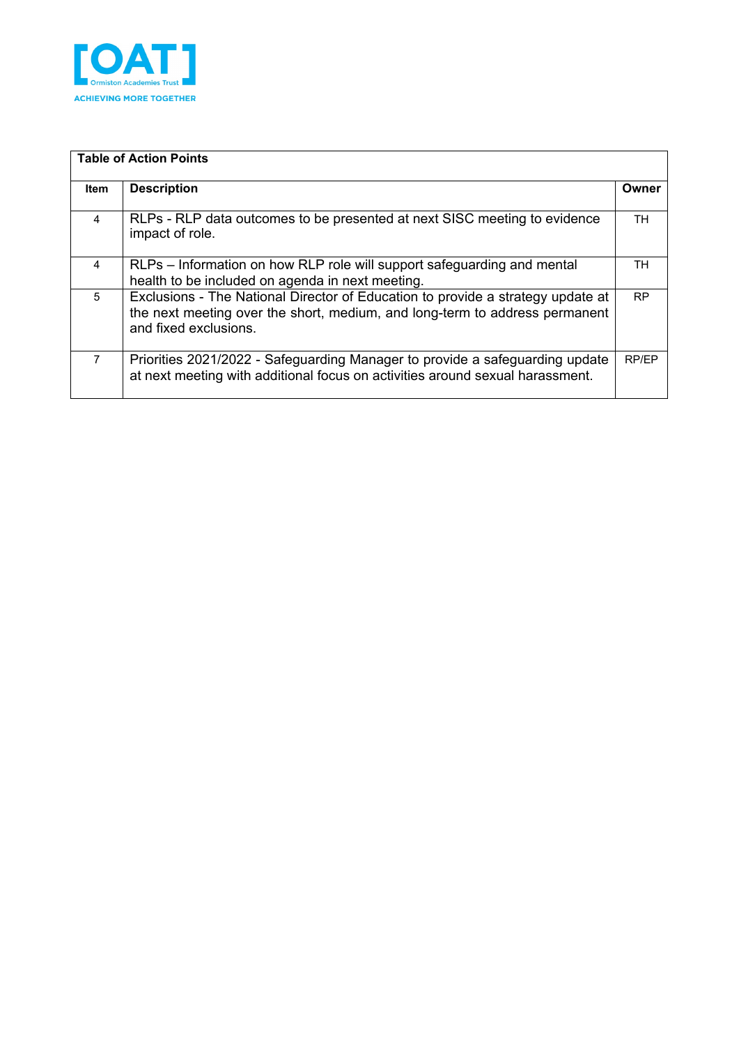| Table of Action Points | | |
|---|---|---|
| **Item** | **Description** | **Owner** |
| 4 | RLPs - RLP data outcomes to be presented at next SISC meeting to evidence impact of role. | TH |
| 4 | RLPs – Information on how RLP role will support safeguarding and mental health to be included on agenda in next meeting. | TH |
| 5 | Exclusions - The National Director of Education to provide a strategy update at the next meeting over the short, medium, and long-term to address permanent and fixed exclusions. | RP |
| 7 | Priorities 2021/2022 - Safeguarding Manager to provide a safeguarding update at next meeting with additional focus on activities around sexual harassment. | RP/EP |